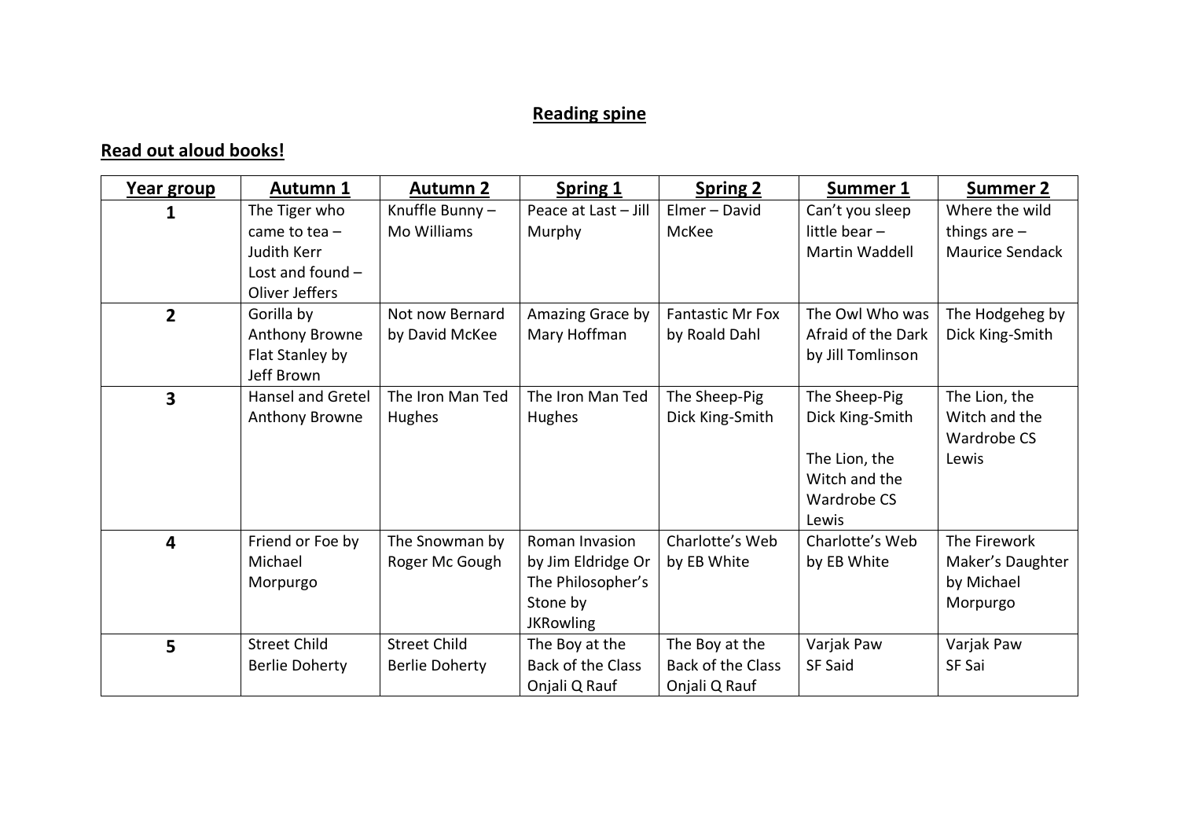## Reading spine

### Read out aloud books!

| Year group | Autumn 1 | Autumn 2 | Spring 1 | Spring 2 | Summer 1 | Summer 2 |
|---|---|---|---|---|---|---|
| 1 | The Tiger who came to tea – Judith Kerr<br>Lost and found – Oliver Jeffers | Knuffle Bunny – Mo Williams | Peace at Last – Jill Murphy | Elmer – David McKee | Can't you sleep little bear – Martin Waddell | Where the wild things are – Maurice Sendack |
| 2 | Gorilla by Anthony Browne<br>Flat Stanley by Jeff Brown | Not now Bernard by David McKee | Amazing Grace by Mary Hoffman | Fantastic Mr Fox by Roald Dahl | The Owl Who was Afraid of the Dark by Jill Tomlinson | The Hodgeheg by Dick King-Smith |
| 3 | Hansel and Gretel Anthony Browne | The Iron Man Ted Hughes | The Iron Man Ted Hughes | The Sheep-Pig Dick King-Smith | The Sheep-Pig Dick King-Smith<br><br>The Lion, the Witch and the Wardrobe CS Lewis | The Lion, the Witch and the Wardrobe CS Lewis |
| 4 | Friend or Foe by Michael Morpurgo | The Snowman by Roger Mc Gough | Roman Invasion by Jim Eldridge Or The Philosopher's Stone by JKRowling | Charlotte's Web by EB White | Charlotte's Web by EB White | The Firework Maker's Daughter by Michael Morpurgo |
| 5 | Street Child Berlie Doherty | Street Child Berlie Doherty | The Boy at the Back of the Class Onjali Q Rauf | The Boy at the Back of the Class Onjali Q Rauf | Varjak Paw SF Said | Varjak Paw SF Sai |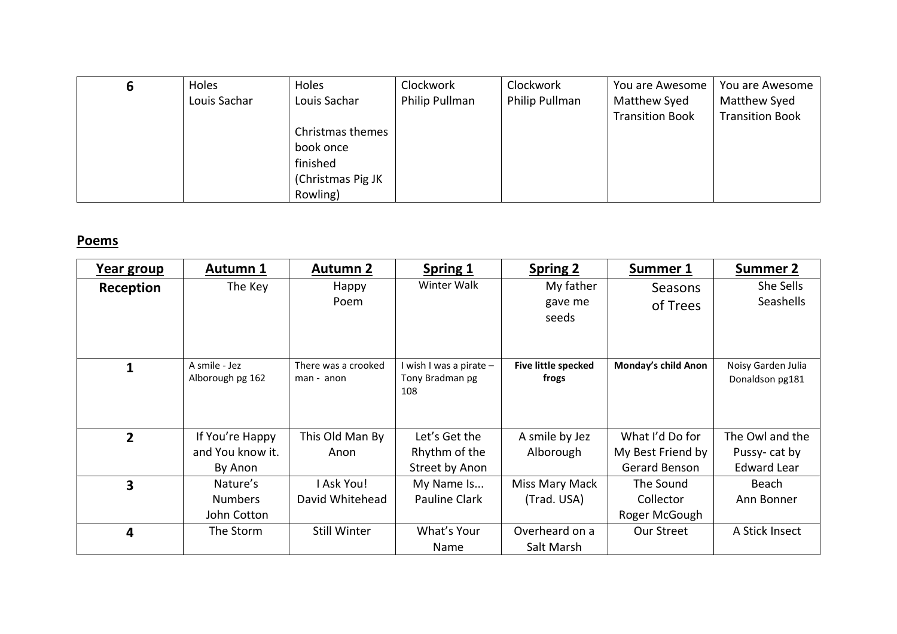| 6 | Holes Louis Sachar | Holes Louis Sachar<br><br>Christmas themes book once finished (Christmas Pig JK Rowling) | Clockwork Philip Pullman | Clockwork Philip Pullman | You are Awesome Matthew Syed Transition Book | You are Awesome Matthew Syed Transition Book |
|---|---|---|---|---|---|---|

## Poems

| Year group | Autumn 1 | Autumn 2 | Spring 1 | Spring 2 | Summer 1 | Summer 2 |
|---|---|---|---|---|---|---|
| **Reception** | The Key | Happy Poem | Winter Walk | My father gave me seeds | Seasons of Trees | She Sells Seashells |
| **1** | A smile - Jez Alborough pg 162 | There was a crooked man - anon | I wish I was a pirate – Tony Bradman pg 108 | **Five little specked frogs** | **Monday's child Anon** | Noisy Garden Julia Donaldson pg181 |
| **2** | If You're Happy and You know it. By Anon | This Old Man By Anon | Let's Get the Rhythm of the Street by Anon | A smile by Jez Alborough | What I'd Do for My Best Friend by Gerard Benson | The Owl and the Pussy- cat by Edward Lear |
| **3** | Nature's Numbers John Cotton | I Ask You! David Whitehead | My Name Is... Pauline Clark | Miss Mary Mack (Trad. USA) | The Sound Collector Roger McGough | Beach Ann Bonner |
| **4** | The Storm | Still Winter | What's Your Name | Overheard on a Salt Marsh | Our Street | A Stick Insect |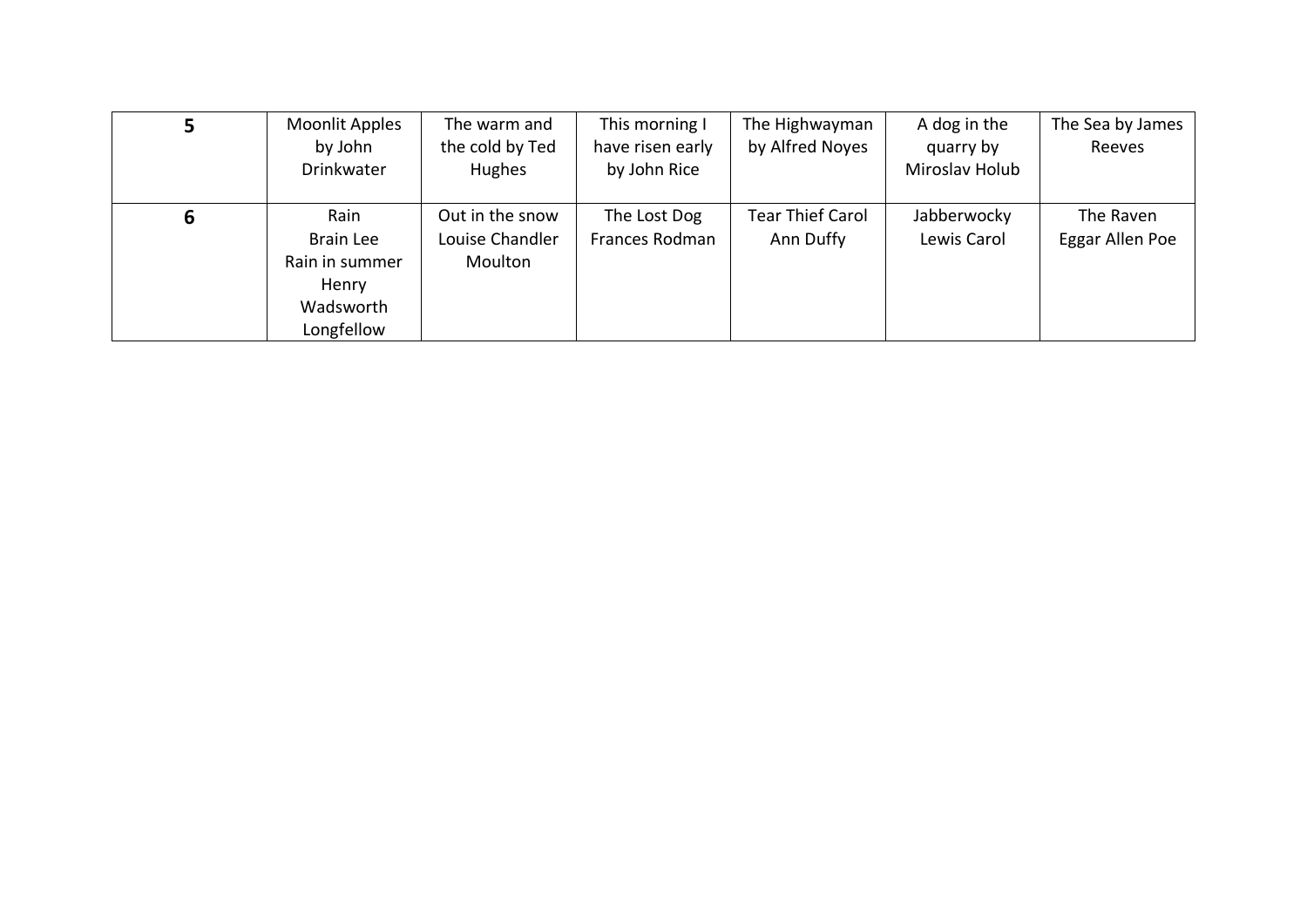| | | | | | | |
|---|---|---|---|---|---|---|
| **5** | Moonlit Apples by John Drinkwater | The warm and the cold by Ted Hughes | This morning I have risen early by John Rice | The Highwayman by Alfred Noyes | A dog in the quarry by Miroslav Holub | The Sea by James Reeves |
| **6** | Rain Brain Lee Rain in summer Henry Wadsworth Longfellow | Out in the snow Louise Chandler Moulton | The Lost Dog Frances Rodman | Tear Thief Carol Ann Duffy | Jabberwocky Lewis Carol | The Raven Eggar Allen Poe |